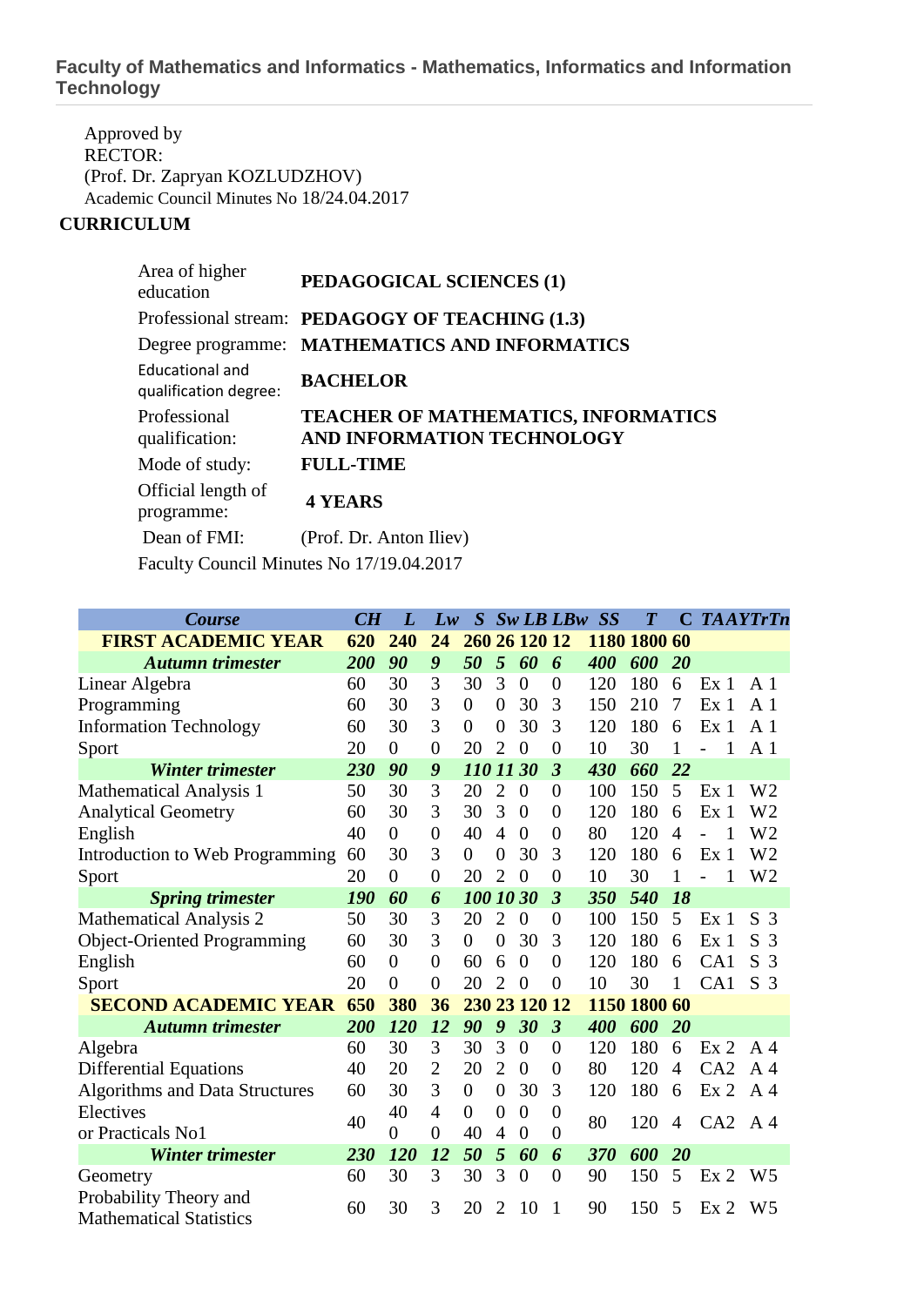# Faculty of Mathematics and Informatics - Mathematics, Informatics and Information Technology

Approved by
RECTOR:
(Prof. Dr. Zapryan KOZLUDZHOV)
Academic Council Minutes No 18/24.04.2017

**CURRICULUM**

| | |
|---|---|
| Area of higher education | **PEDAGOGICAL SCIENCES (1)** |
| Professional stream: | **PEDAGOGY OF TEACHING (1.3)** |
| Degree programme: | **MATHEMATICS AND INFORMATICS** |
| Educational and qualification degree: | **BACHELOR** |
| Professional qualification: | **TEACHER OF MATHEMATICS, INFORMATICS AND INFORMATION TECHNOLOGY** |
| Mode of study: | **FULL-TIME** |
| Official length of programme: | **4 YEARS** |
| Dean of FMI: | (Prof. Dr. Anton Iliev) |

Faculty Council Minutes No 17/19.04.2017

| *Course* | *CH* | *L* | *Lw* | *S* | *Sw* | *LB* | *LBw* | *SS* | *T* | *C* | *TA* | *AY* | *Tr* | *Tn* |
|---|---|---|---|---|---|---|---|---|---|---|---|---|---|---|
| **FIRST ACADEMIC YEAR** | **620** | **240** | **24** | **260** | **26** | **120** | **12** | **1180** | **1800** | **60** | | | | |
| ***Autumn trimester*** | ***200*** | ***90*** | ***9*** | ***50*** | ***5*** | ***60*** | ***6*** | ***400*** | ***600*** | ***20*** | | | | |
| Linear Algebra | 60 | 30 | 3 | 30 | 3 | 0 | 0 | 120 | 180 | 6 | Ex | 1 | A | 1 |
| Programming | 60 | 30 | 3 | 0 | 0 | 30 | 3 | 150 | 210 | 7 | Ex | 1 | A | 1 |
| Information Technology | 60 | 30 | 3 | 0 | 0 | 30 | 3 | 120 | 180 | 6 | Ex | 1 | A | 1 |
| Sport | 20 | 0 | 0 | 20 | 2 | 0 | 0 | 10 | 30 | 1 | - | 1 | A | 1 |
| ***Winter trimester*** | ***230*** | ***90*** | ***9*** | ***110*** | ***11*** | ***30*** | ***3*** | ***430*** | ***660*** | ***22*** | | | | |
| Mathematical Analysis 1 | 50 | 30 | 3 | 20 | 2 | 0 | 0 | 100 | 150 | 5 | Ex | 1 | W | 2 |
| Analytical Geometry | 60 | 30 | 3 | 30 | 3 | 0 | 0 | 120 | 180 | 6 | Ex | 1 | W | 2 |
| English | 40 | 0 | 0 | 40 | 4 | 0 | 0 | 80 | 120 | 4 | - | 1 | W | 2 |
| Introduction to Web Programming | 60 | 30 | 3 | 0 | 0 | 30 | 3 | 120 | 180 | 6 | Ex | 1 | W | 2 |
| Sport | 20 | 0 | 0 | 20 | 2 | 0 | 0 | 10 | 30 | 1 | - | 1 | W | 2 |
| ***Spring trimester*** | ***190*** | ***60*** | ***6*** | ***100*** | ***10*** | ***30*** | ***3*** | ***350*** | ***540*** | ***18*** | | | | |
| Mathematical Analysis 2 | 50 | 30 | 3 | 20 | 2 | 0 | 0 | 100 | 150 | 5 | Ex | 1 | S | 3 |
| Object-Oriented Programming | 60 | 30 | 3 | 0 | 0 | 30 | 3 | 120 | 180 | 6 | Ex | 1 | S | 3 |
| English | 60 | 0 | 0 | 60 | 6 | 0 | 0 | 120 | 180 | 6 | CA | 1 | S | 3 |
| Sport | 20 | 0 | 0 | 20 | 2 | 0 | 0 | 10 | 30 | 1 | CA | 1 | S | 3 |
| **SECOND ACADEMIC YEAR** | **650** | **380** | **36** | **230** | **23** | **120** | **12** | **1150** | **1800** | **60** | | | | |
| ***Autumn trimester*** | ***200*** | ***120*** | ***12*** | ***90*** | ***9*** | ***30*** | ***3*** | ***400*** | ***600*** | ***20*** | | | | |
| Algebra | 60 | 30 | 3 | 30 | 3 | 0 | 0 | 120 | 180 | 6 | Ex | 2 | A | 4 |
| Differential Equations | 40 | 20 | 2 | 20 | 2 | 0 | 0 | 80 | 120 | 4 | CA | 2 | A | 4 |
| Algorithms and Data Structures | 60 | 30 | 3 | 0 | 0 | 30 | 3 | 120 | 180 | 6 | Ex | 2 | A | 4 |
| Electives | 40 | 40 | 4 | 0 | 0 | 0 | 0 | 80 | 120 | 4 | CA | 2 | A | 4 |
| or Practicals No1 | | 0 | 0 | 40 | 4 | 0 | 0 | | | | | | | |
| ***Winter trimester*** | ***230*** | ***120*** | ***12*** | ***50*** | ***5*** | ***60*** | ***6*** | ***370*** | ***600*** | ***20*** | | | | |
| Geometry | 60 | 30 | 3 | 30 | 3 | 0 | 0 | 90 | 150 | 5 | Ex | 2 | W | 5 |
| Probability Theory and Mathematical Statistics | 60 | 30 | 3 | 20 | 2 | 10 | 1 | 90 | 150 | 5 | Ex | 2 | W | 5 |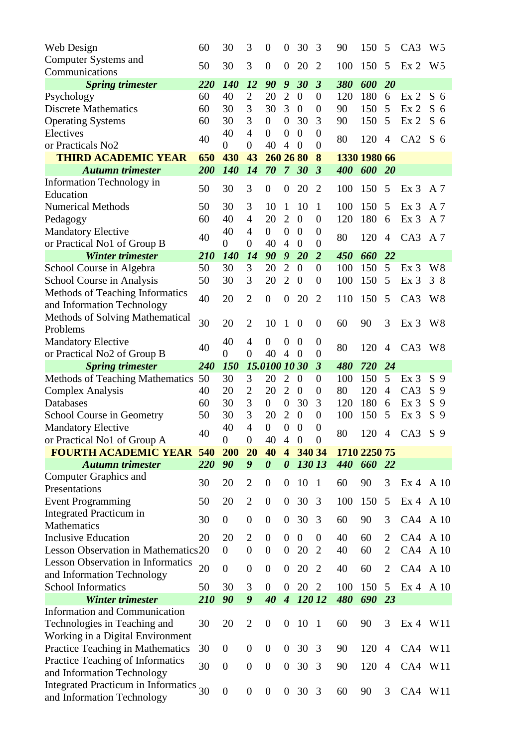| | | | | | | | | | | | | |
|---|---|---|---|---|---|---|---|---|---|---|---|---|
| Web Design | 60 | 30 | 3 | 0 | 0 | 30 | 3 | 90 | 150 | 5 | CA3 | W5 |
| Computer Systems and Communications | 50 | 30 | 3 | 0 | 0 | 20 | 2 | 100 | 150 | 5 | Ex 2 | W5 |
| ***Spring trimester*** | ***220*** | ***140*** | ***12*** | ***90*** | ***9*** | ***30*** | ***3*** | ***380*** | ***600*** | ***20*** | | |
| Psychology | 60 | 40 | 2 | 20 | 2 | 0 | 0 | 120 | 180 | 6 | Ex 2 | S 6 |
| Discrete Mathematics | 60 | 30 | 3 | 30 | 3 | 0 | 0 | 90 | 150 | 5 | Ex 2 | S 6 |
| Operating Systems | 60 | 30 | 3 | 0 | 0 | 30 | 3 | 90 | 150 | 5 | Ex 2 | S 6 |
| Electives or Practicals No2 | 40 | 40 / 0 | 4 / 0 | 0 / 40 | 0 / 4 | 0 / 0 | 0 / 0 | 80 | 120 | 4 | CA2 | S 6 |
| **THIRD ACADEMIC YEAR** | **650** | **430** | **43** | **260** | **26** | **80** | **8** | **1330** | **1980** | **66** | | |
| ***Autumn trimester*** | ***200*** | ***140*** | ***14*** | ***70*** | ***7*** | ***30*** | ***3*** | ***400*** | ***600*** | ***20*** | | |
| Information Technology in Education | 50 | 30 | 3 | 0 | 0 | 20 | 2 | 100 | 150 | 5 | Ex 3 | A 7 |
| Numerical Methods | 50 | 30 | 3 | 10 | 1 | 10 | 1 | 100 | 150 | 5 | Ex 3 | A 7 |
| Pedagogy | 60 | 40 | 4 | 20 | 2 | 0 | 0 | 120 | 180 | 6 | Ex 3 | A 7 |
| Mandatory Elective or Practical No1 of Group B | 40 | 40 / 0 | 4 / 0 | 0 / 40 | 0 / 4 | 0 / 0 | 0 / 0 | 80 | 120 | 4 | CA3 | A 7 |
| ***Winter trimester*** | ***210*** | ***140*** | ***14*** | ***90*** | ***9*** | ***20*** | ***2*** | ***450*** | ***660*** | ***22*** | | |
| School Course in Algebra | 50 | 30 | 3 | 20 | 2 | 0 | 0 | 100 | 150 | 5 | Ex 3 | W8 |
| School Course in Analysis | 50 | 30 | 3 | 20 | 2 | 0 | 0 | 100 | 150 | 5 | Ex 3 | 3 8 |
| Methods of Teaching Informatics and Information Technology | 40 | 20 | 2 | 0 | 0 | 20 | 2 | 110 | 150 | 5 | CA3 | W8 |
| Methods of Solving Mathematical Problems | 30 | 20 | 2 | 10 | 1 | 0 | 0 | 60 | 90 | 3 | Ex 3 | W8 |
| Mandatory Elective or Practical No2 of Group B | 40 | 40 / 0 | 4 / 0 | 0 / 40 | 0 / 4 | 0 / 0 | 0 / 0 | 80 | 120 | 4 | CA3 | W8 |
| ***Spring trimester*** | ***240*** | ***150*** | ***15.0*** | ***100*** | ***10*** | ***30*** | ***3*** | ***480*** | ***720*** | ***24*** | | |
| Methods of Teaching Mathematics | 50 | 30 | 3 | 20 | 2 | 0 | 0 | 100 | 150 | 5 | Ex 3 | S 9 |
| Complex Analysis | 40 | 20 | 2 | 20 | 2 | 0 | 0 | 80 | 120 | 4 | CA3 | S 9 |
| Databases | 60 | 30 | 3 | 0 | 0 | 30 | 3 | 120 | 180 | 6 | Ex 3 | S 9 |
| School Course in Geometry | 50 | 30 | 3 | 20 | 2 | 0 | 0 | 100 | 150 | 5 | Ex 3 | S 9 |
| Mandatory Elective or Practical No1 of Group A | 40 | 40 / 0 | 4 / 0 | 0 / 40 | 0 / 4 | 0 / 0 | 0 / 0 | 80 | 120 | 4 | CA3 | S 9 |
| **FOURTH ACADEMIC YEAR** | **540** | **200** | **20** | **40** | **4** | **340** | **34** | **1710** | **2250** | **75** | | |
| ***Autumn trimester*** | ***220*** | ***90*** | ***9*** | ***0*** | ***0*** | ***130*** | ***13*** | ***440*** | ***660*** | ***22*** | | |
| Computer Graphics and Presentations | 30 | 20 | 2 | 0 | 0 | 10 | 1 | 60 | 90 | 3 | Ex 4 | A 10 |
| Event Programming | 50 | 20 | 2 | 0 | 0 | 30 | 3 | 100 | 150 | 5 | Ex 4 | A 10 |
| Integrated Practicum in Mathematics | 30 | 0 | 0 | 0 | 0 | 30 | 3 | 60 | 90 | 3 | CA4 | A 10 |
| Inclusive Education | 20 | 20 | 2 | 0 | 0 | 0 | 0 | 40 | 60 | 2 | CA4 | A 10 |
| Lesson Observation in Mathematics | 20 | 0 | 0 | 0 | 0 | 20 | 2 | 40 | 60 | 2 | CA4 | A 10 |
| Lesson Observation in Informatics and Information Technology | 20 | 0 | 0 | 0 | 0 | 20 | 2 | 40 | 60 | 2 | CA4 | A 10 |
| School Informatics | 50 | 30 | 3 | 0 | 0 | 20 | 2 | 100 | 150 | 5 | Ex 4 | A 10 |
| ***Winter trimester*** | ***210*** | ***90*** | ***9*** | ***40*** | ***4*** | ***120*** | ***12*** | ***480*** | ***690*** | ***23*** | | |
| Information and Communication Technologies in Teaching and Working in a Digital Environment | 30 | 20 | 2 | 0 | 0 | 10 | 1 | 60 | 90 | 3 | Ex 4 | W11 |
| Practice Teaching in Mathematics | 30 | 0 | 0 | 0 | 0 | 30 | 3 | 90 | 120 | 4 | CA4 | W11 |
| Practice Teaching of Informatics and Information Technology | 30 | 0 | 0 | 0 | 0 | 30 | 3 | 90 | 120 | 4 | CA4 | W11 |
| Integrated Practicum in Informatics and Information Technology | 30 | 0 | 0 | 0 | 0 | 30 | 3 | 60 | 90 | 3 | CA4 | W11 |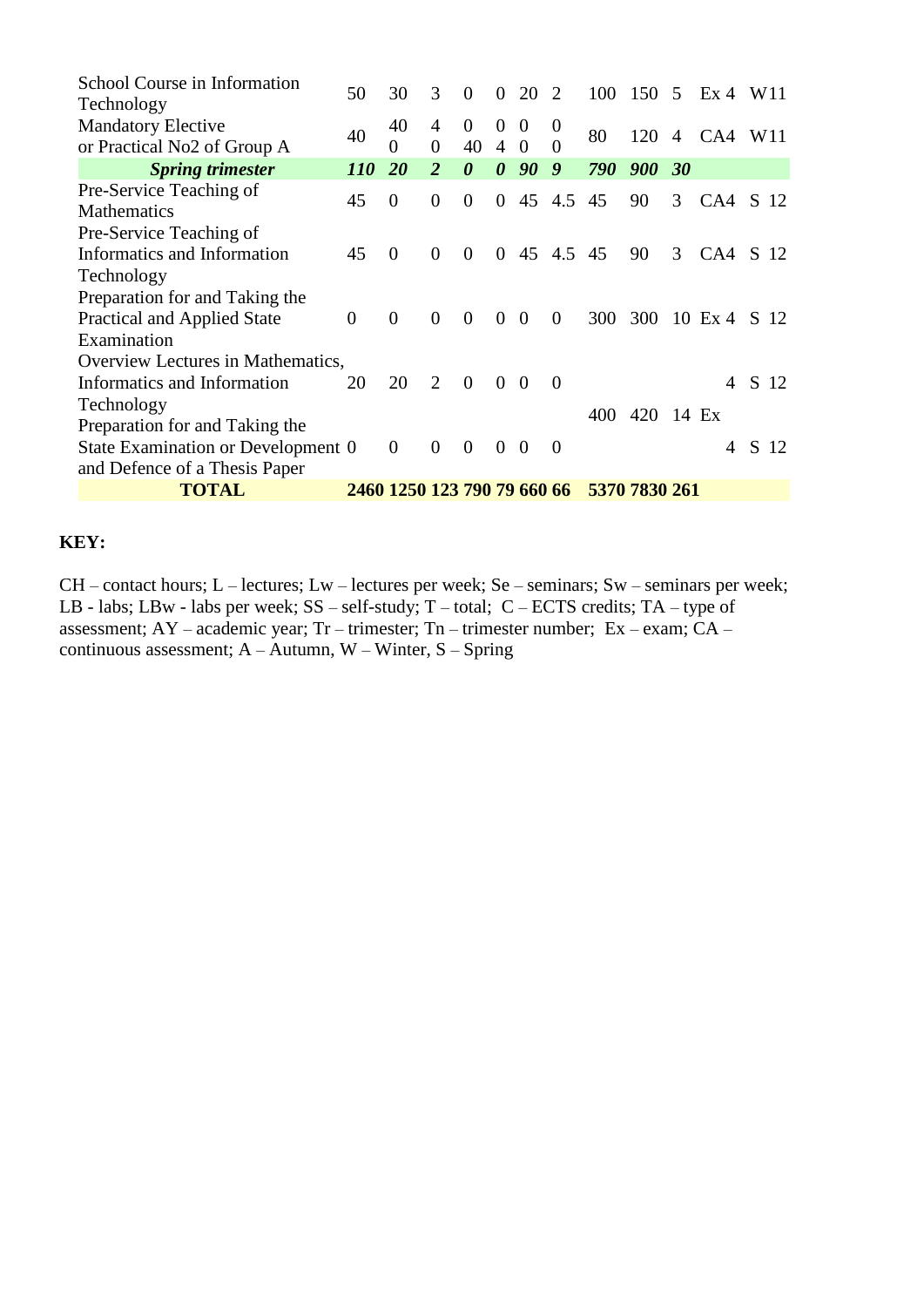| | | | | | | | | | | | | | |
|---|---|---|---|---|---|---|---|---|---|---|---|---|---|
| School Course in Information Technology | 50 | 30 | 3 | 0 | 0 | 20 | 2 | 100 | 150 | 5 | Ex | 4 | W11 |
| Mandatory Elective or Practical No2 of Group A | 40 | 40 0 | 4 0 | 0 40 | 0 4 | 0 0 | 0 0 | 80 | 120 | 4 | CA | 4 | W11 |
| ***Spring trimester*** | ***110*** | ***20*** | ***2*** | ***0*** | ***0*** | ***90*** | ***9*** | ***790*** | ***900*** | ***30*** | | | |
| Pre-Service Teaching of Mathematics | 45 | 0 | 0 | 0 | 0 | 45 | 4.5 | 45 | 90 | 3 | CA | 4 | S 12 |
| Pre-Service Teaching of Informatics and Information Technology | 45 | 0 | 0 | 0 | 0 | 45 | 4.5 | 45 | 90 | 3 | CA | 4 | S 12 |
| Preparation for and Taking the Practical and Applied State Examination | 0 | 0 | 0 | 0 | 0 | 0 | 0 | 300 | 300 | 10 | Ex | 4 | S 12 |
| Overview Lectures in Mathematics, Informatics and Information Technology | 20 | 20 | 2 | 0 | 0 | 0 | 0 | 400 | 420 | 14 | Ex | 4 | S 12 |
| Preparation for and Taking the State Examination or Development and Defence of a Thesis Paper | 0 | 0 | 0 | 0 | 0 | 0 | 0 | | | | | 4 | S 12 |
| **TOTAL** | **2460** | **1250** | **123** | **790** | **79** | **660** | **66** | **5370** | **7830** | **261** | | | |

**KEY:**

CH – contact hours; L – lectures; Lw – lectures per week; Se – seminars; Sw – seminars per week; LB - labs; LBw - labs per week; SS – self-study; T – total; C – ECTS credits; TA – type of assessment; AY – academic year; Tr – trimester; Tn – trimester number; Ex – exam; CA – continuous assessment; A – Autumn, W – Winter, S – Spring